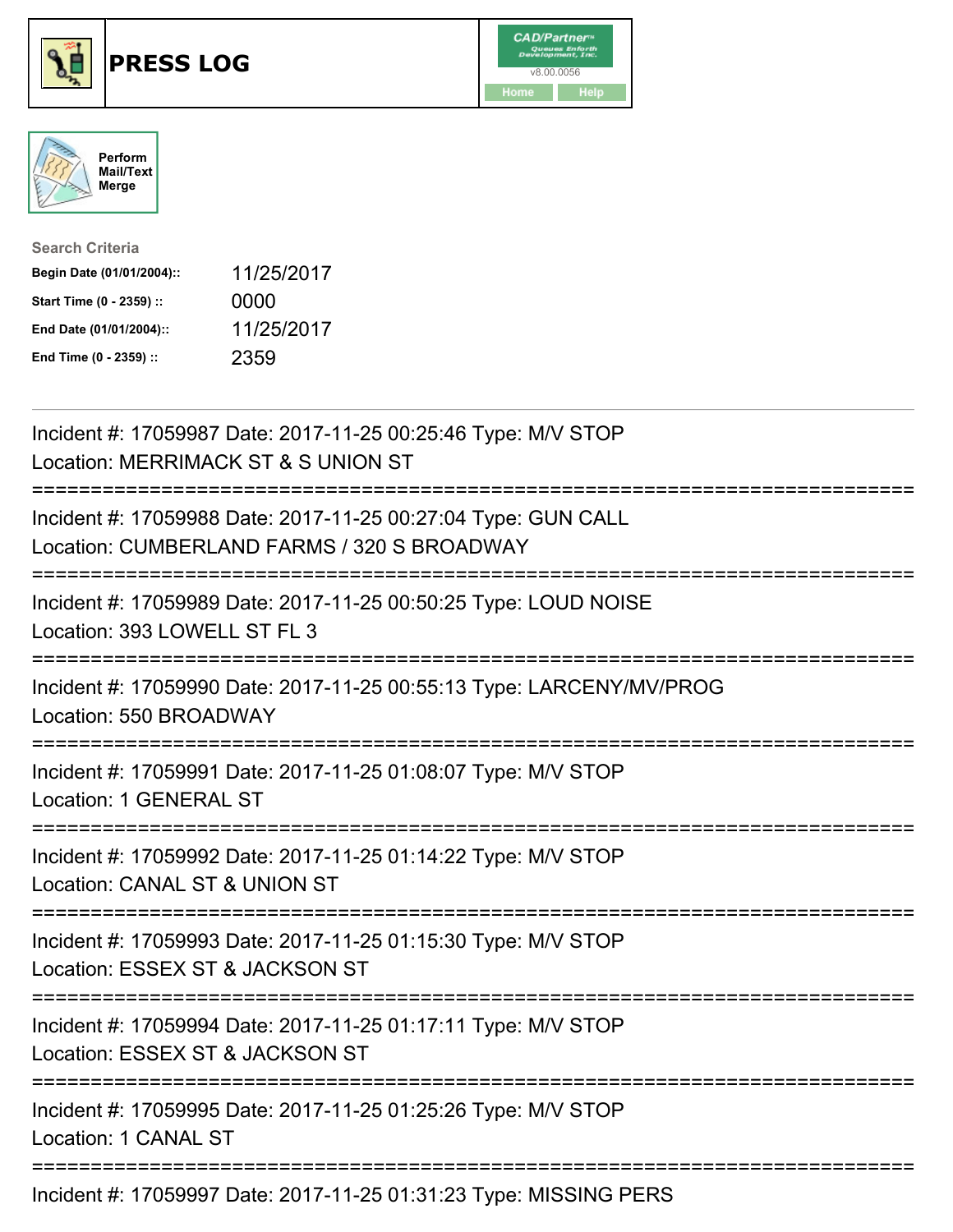# PRESS LOG

CAD/Partner v8.00.0056

Home | Help

Perform Mail/Text Merge

**Search Criteria**

| | |
|---|---|
| **Begin Date (01/01/2004)::** | 11/25/2017 |
| **Start Time (0 - 2359) ::** | 0000 |
| **End Date (01/01/2004)::** | 11/25/2017 |
| **End Time (0 - 2359) ::** | 2359 |

---

Incident #: 17059987 Date: 2017-11-25 00:25:46 Type: M/V STOP
Location: MERRIMACK ST & S UNION ST

===========================================================================

Incident #: 17059988 Date: 2017-11-25 00:27:04 Type: GUN CALL
Location: CUMBERLAND FARMS / 320 S BROADWAY

===========================================================================

Incident #: 17059989 Date: 2017-11-25 00:50:25 Type: LOUD NOISE
Location: 393 LOWELL ST FL 3

===========================================================================

Incident #: 17059990 Date: 2017-11-25 00:55:13 Type: LARCENY/MV/PROG
Location: 550 BROADWAY

===========================================================================

Incident #: 17059991 Date: 2017-11-25 01:08:07 Type: M/V STOP
Location: 1 GENERAL ST

===========================================================================

Incident #: 17059992 Date: 2017-11-25 01:14:22 Type: M/V STOP
Location: CANAL ST & UNION ST

===========================================================================

Incident #: 17059993 Date: 2017-11-25 01:15:30 Type: M/V STOP
Location: ESSEX ST & JACKSON ST

===========================================================================

Incident #: 17059994 Date: 2017-11-25 01:17:11 Type: M/V STOP
Location: ESSEX ST & JACKSON ST

===========================================================================

Incident #: 17059995 Date: 2017-11-25 01:25:26 Type: M/V STOP
Location: 1 CANAL ST

===========================================================================

Incident #: 17059997 Date: 2017-11-25 01:31:23 Type: MISSING PERS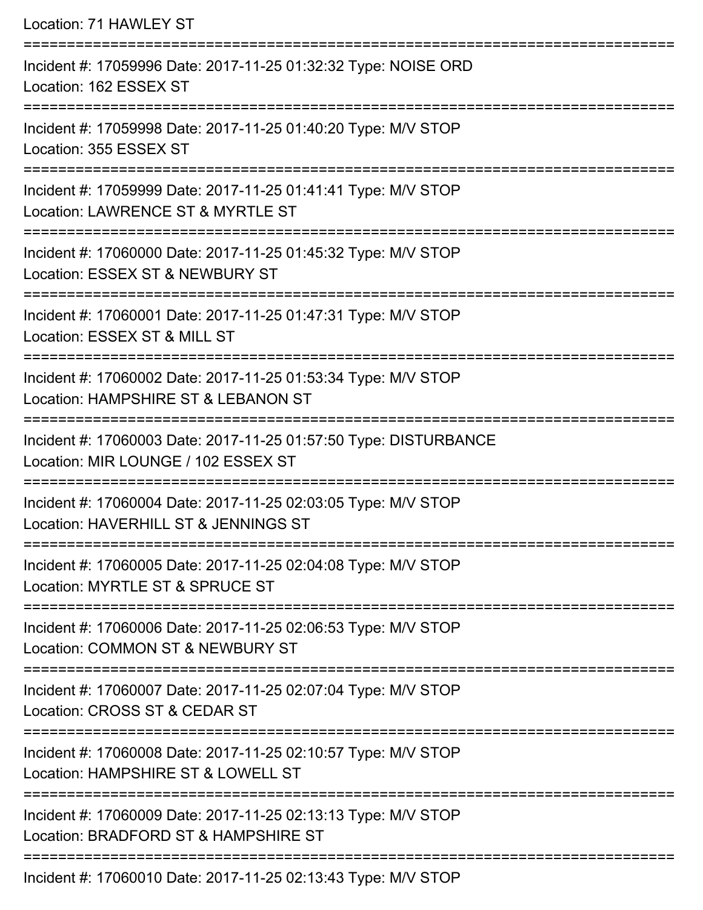Location: 71 HAWLEY ST

===========================================================================

Incident #: 17059996 Date: 2017-11-25 01:32:32 Type: NOISE ORD
Location: 162 ESSEX ST

===========================================================================

Incident #: 17059998 Date: 2017-11-25 01:40:20 Type: M/V STOP
Location: 355 ESSEX ST

===========================================================================

Incident #: 17059999 Date: 2017-11-25 01:41:41 Type: M/V STOP
Location: LAWRENCE ST & MYRTLE ST

===========================================================================

Incident #: 17060000 Date: 2017-11-25 01:45:32 Type: M/V STOP
Location: ESSEX ST & NEWBURY ST

===========================================================================

Incident #: 17060001 Date: 2017-11-25 01:47:31 Type: M/V STOP
Location: ESSEX ST & MILL ST

===========================================================================

Incident #: 17060002 Date: 2017-11-25 01:53:34 Type: M/V STOP
Location: HAMPSHIRE ST & LEBANON ST

===========================================================================

Incident #: 17060003 Date: 2017-11-25 01:57:50 Type: DISTURBANCE
Location: MIR LOUNGE / 102 ESSEX ST

===========================================================================

Incident #: 17060004 Date: 2017-11-25 02:03:05 Type: M/V STOP
Location: HAVERHILL ST & JENNINGS ST

===========================================================================

Incident #: 17060005 Date: 2017-11-25 02:04:08 Type: M/V STOP
Location: MYRTLE ST & SPRUCE ST

===========================================================================

Incident #: 17060006 Date: 2017-11-25 02:06:53 Type: M/V STOP
Location: COMMON ST & NEWBURY ST

===========================================================================

Incident #: 17060007 Date: 2017-11-25 02:07:04 Type: M/V STOP
Location: CROSS ST & CEDAR ST

===========================================================================

Incident #: 17060008 Date: 2017-11-25 02:10:57 Type: M/V STOP
Location: HAMPSHIRE ST & LOWELL ST

===========================================================================

Incident #: 17060009 Date: 2017-11-25 02:13:13 Type: M/V STOP
Location: BRADFORD ST & HAMPSHIRE ST

===========================================================================

Incident #: 17060010 Date: 2017-11-25 02:13:43 Type: M/V STOP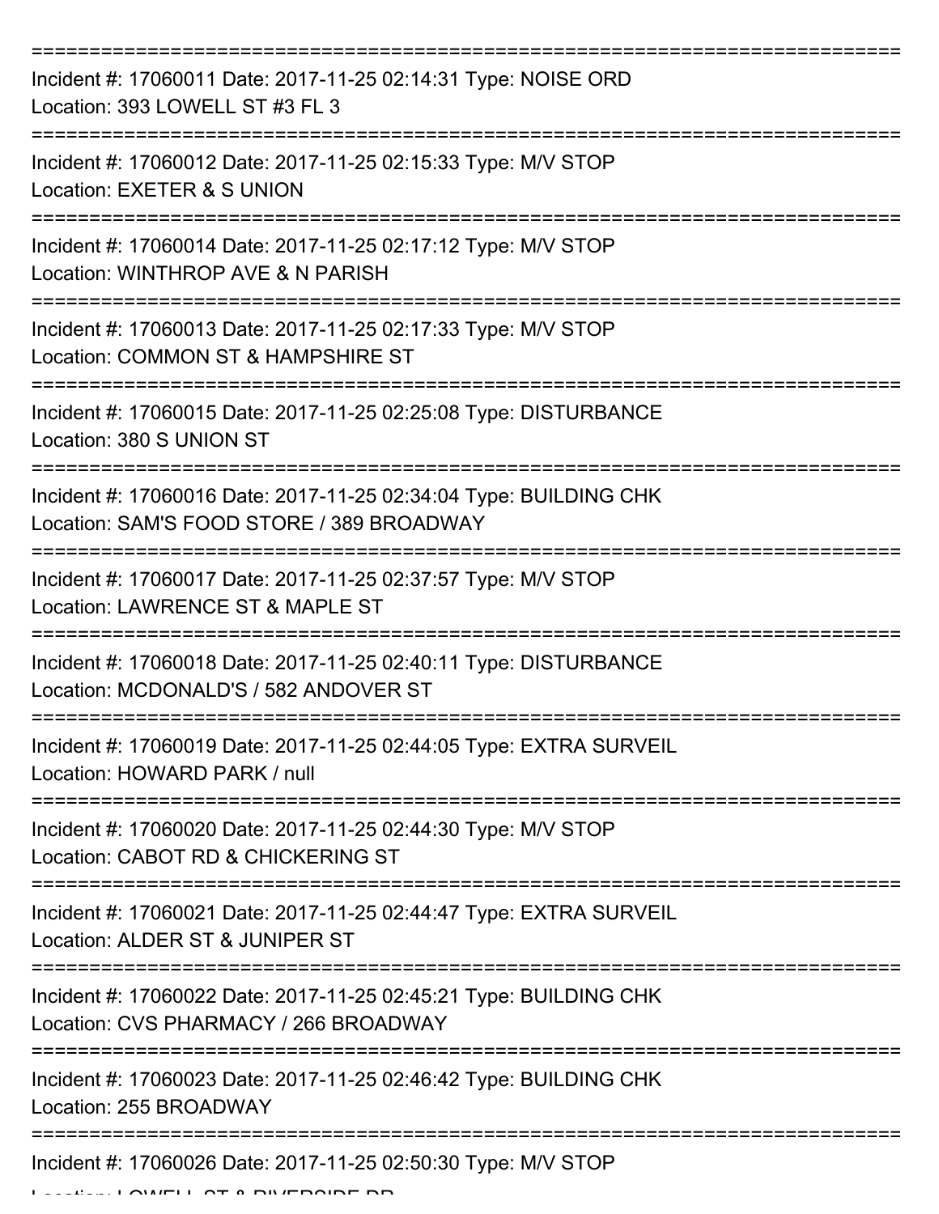===========================================================================

Incident #: 17060011 Date: 2017-11-25 02:14:31 Type: NOISE ORD
Location: 393 LOWELL ST #3 FL 3

===========================================================================

Incident #: 17060012 Date: 2017-11-25 02:15:33 Type: M/V STOP
Location: EXETER & S UNION

===========================================================================

Incident #: 17060014 Date: 2017-11-25 02:17:12 Type: M/V STOP
Location: WINTHROP AVE & N PARISH

===========================================================================

Incident #: 17060013 Date: 2017-11-25 02:17:33 Type: M/V STOP
Location: COMMON ST & HAMPSHIRE ST

===========================================================================

Incident #: 17060015 Date: 2017-11-25 02:25:08 Type: DISTURBANCE
Location: 380 S UNION ST

===========================================================================

Incident #: 17060016 Date: 2017-11-25 02:34:04 Type: BUILDING CHK
Location: SAM'S FOOD STORE / 389 BROADWAY

===========================================================================

Incident #: 17060017 Date: 2017-11-25 02:37:57 Type: M/V STOP
Location: LAWRENCE ST & MAPLE ST

===========================================================================

Incident #: 17060018 Date: 2017-11-25 02:40:11 Type: DISTURBANCE
Location: MCDONALD'S / 582 ANDOVER ST

===========================================================================

Incident #: 17060019 Date: 2017-11-25 02:44:05 Type: EXTRA SURVEIL
Location: HOWARD PARK / null

===========================================================================

Incident #: 17060020 Date: 2017-11-25 02:44:30 Type: M/V STOP
Location: CABOT RD & CHICKERING ST

===========================================================================

Incident #: 17060021 Date: 2017-11-25 02:44:47 Type: EXTRA SURVEIL
Location: ALDER ST & JUNIPER ST

===========================================================================

Incident #: 17060022 Date: 2017-11-25 02:45:21 Type: BUILDING CHK
Location: CVS PHARMACY / 266 BROADWAY

===========================================================================

Incident #: 17060023 Date: 2017-11-25 02:46:42 Type: BUILDING CHK
Location: 255 BROADWAY

===========================================================================

Incident #: 17060026 Date: 2017-11-25 02:50:30 Type: M/V STOP
Location: LOWELL ST & RIVERSIDE DR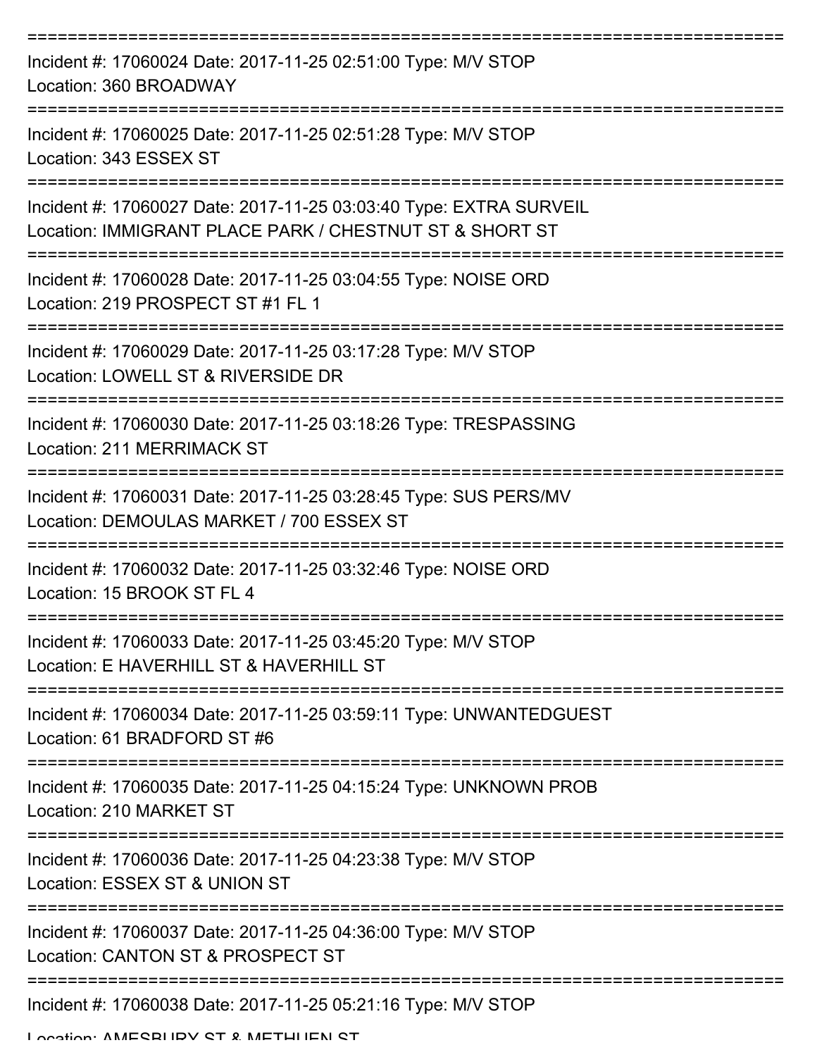===========================================================================

Incident #: 17060024 Date: 2017-11-25 02:51:00 Type: M/V STOP
Location: 360 BROADWAY

===========================================================================

Incident #: 17060025 Date: 2017-11-25 02:51:28 Type: M/V STOP
Location: 343 ESSEX ST

===========================================================================

Incident #: 17060027 Date: 2017-11-25 03:03:40 Type: EXTRA SURVEIL
Location: IMMIGRANT PLACE PARK / CHESTNUT ST & SHORT ST

===========================================================================

Incident #: 17060028 Date: 2017-11-25 03:04:55 Type: NOISE ORD
Location: 219 PROSPECT ST #1 FL 1

===========================================================================

Incident #: 17060029 Date: 2017-11-25 03:17:28 Type: M/V STOP
Location: LOWELL ST & RIVERSIDE DR

===========================================================================

Incident #: 17060030 Date: 2017-11-25 03:18:26 Type: TRESPASSING
Location: 211 MERRIMACK ST

===========================================================================

Incident #: 17060031 Date: 2017-11-25 03:28:45 Type: SUS PERS/MV
Location: DEMOULAS MARKET / 700 ESSEX ST

===========================================================================

Incident #: 17060032 Date: 2017-11-25 03:32:46 Type: NOISE ORD
Location: 15 BROOK ST FL 4

===========================================================================

Incident #: 17060033 Date: 2017-11-25 03:45:20 Type: M/V STOP
Location: E HAVERHILL ST & HAVERHILL ST

===========================================================================

Incident #: 17060034 Date: 2017-11-25 03:59:11 Type: UNWANTEDGUEST
Location: 61 BRADFORD ST #6

===========================================================================

Incident #: 17060035 Date: 2017-11-25 04:15:24 Type: UNKNOWN PROB
Location: 210 MARKET ST

===========================================================================

Incident #: 17060036 Date: 2017-11-25 04:23:38 Type: M/V STOP
Location: ESSEX ST & UNION ST

===========================================================================

Incident #: 17060037 Date: 2017-11-25 04:36:00 Type: M/V STOP
Location: CANTON ST & PROSPECT ST

===========================================================================

Incident #: 17060038 Date: 2017-11-25 05:21:16 Type: M/V STOP
Location: AMESBURY ST & METHUEN ST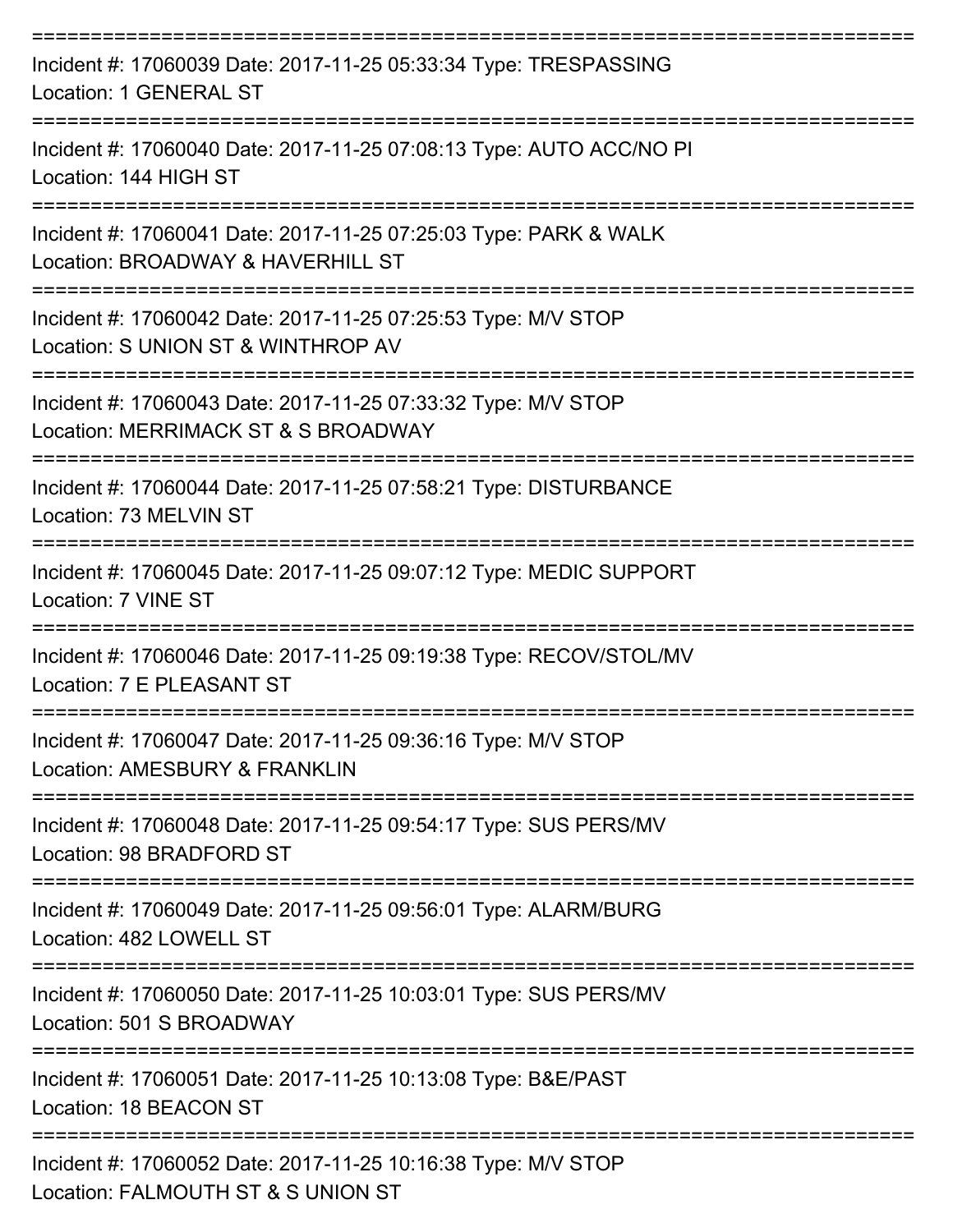===========================================================================

Incident #: 17060039 Date: 2017-11-25 05:33:34 Type: TRESPASSING

Location: 1 GENERAL ST

===========================================================================

Incident #: 17060040 Date: 2017-11-25 07:08:13 Type: AUTO ACC/NO PI

Location: 144 HIGH ST

===========================================================================

Incident #: 17060041 Date: 2017-11-25 07:25:03 Type: PARK & WALK

Location: BROADWAY & HAVERHILL ST

===========================================================================

Incident #: 17060042 Date: 2017-11-25 07:25:53 Type: M/V STOP

Location: S UNION ST & WINTHROP AV

===========================================================================

Incident #: 17060043 Date: 2017-11-25 07:33:32 Type: M/V STOP

Location: MERRIMACK ST & S BROADWAY

===========================================================================

Incident #: 17060044 Date: 2017-11-25 07:58:21 Type: DISTURBANCE

Location: 73 MELVIN ST

===========================================================================

Incident #: 17060045 Date: 2017-11-25 09:07:12 Type: MEDIC SUPPORT

Location: 7 VINE ST

===========================================================================

Incident #: 17060046 Date: 2017-11-25 09:19:38 Type: RECOV/STOL/MV

Location: 7 E PLEASANT ST

===========================================================================

Incident #: 17060047 Date: 2017-11-25 09:36:16 Type: M/V STOP

Location: AMESBURY & FRANKLIN

===========================================================================

Incident #: 17060048 Date: 2017-11-25 09:54:17 Type: SUS PERS/MV

Location: 98 BRADFORD ST

===========================================================================

Incident #: 17060049 Date: 2017-11-25 09:56:01 Type: ALARM/BURG

Location: 482 LOWELL ST

===========================================================================

Incident #: 17060050 Date: 2017-11-25 10:03:01 Type: SUS PERS/MV

Location: 501 S BROADWAY

===========================================================================

Incident #: 17060051 Date: 2017-11-25 10:13:08 Type: B&E/PAST

Location: 18 BEACON ST

===========================================================================

Incident #: 17060052 Date: 2017-11-25 10:16:38 Type: M/V STOP

Location: FALMOUTH ST & S UNION ST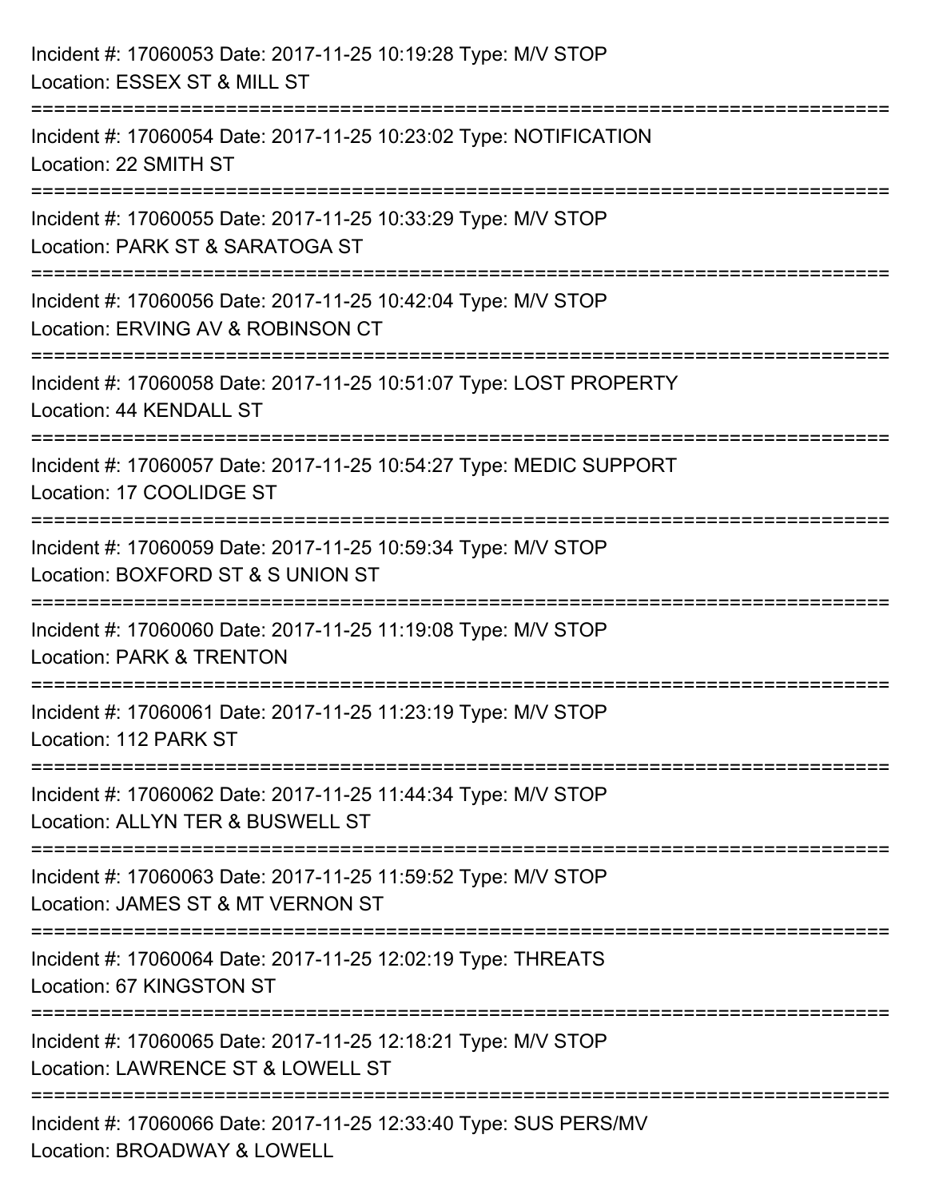Incident #: 17060053 Date: 2017-11-25 10:19:28 Type: M/V STOP
Location: ESSEX ST & MILL ST

===========================================================================

Incident #: 17060054 Date: 2017-11-25 10:23:02 Type: NOTIFICATION
Location: 22 SMITH ST

===========================================================================

Incident #: 17060055 Date: 2017-11-25 10:33:29 Type: M/V STOP
Location: PARK ST & SARATOGA ST

===========================================================================

Incident #: 17060056 Date: 2017-11-25 10:42:04 Type: M/V STOP
Location: ERVING AV & ROBINSON CT

===========================================================================

Incident #: 17060058 Date: 2017-11-25 10:51:07 Type: LOST PROPERTY
Location: 44 KENDALL ST

===========================================================================

Incident #: 17060057 Date: 2017-11-25 10:54:27 Type: MEDIC SUPPORT
Location: 17 COOLIDGE ST

===========================================================================

Incident #: 17060059 Date: 2017-11-25 10:59:34 Type: M/V STOP
Location: BOXFORD ST & S UNION ST

===========================================================================

Incident #: 17060060 Date: 2017-11-25 11:19:08 Type: M/V STOP
Location: PARK & TRENTON

===========================================================================

Incident #: 17060061 Date: 2017-11-25 11:23:19 Type: M/V STOP
Location: 112 PARK ST

===========================================================================

Incident #: 17060062 Date: 2017-11-25 11:44:34 Type: M/V STOP
Location: ALLYN TER & BUSWELL ST

===========================================================================

Incident #: 17060063 Date: 2017-11-25 11:59:52 Type: M/V STOP
Location: JAMES ST & MT VERNON ST

===========================================================================

Incident #: 17060064 Date: 2017-11-25 12:02:19 Type: THREATS
Location: 67 KINGSTON ST

===========================================================================

Incident #: 17060065 Date: 2017-11-25 12:18:21 Type: M/V STOP
Location: LAWRENCE ST & LOWELL ST

===========================================================================

Incident #: 17060066 Date: 2017-11-25 12:33:40 Type: SUS PERS/MV
Location: BROADWAY & LOWELL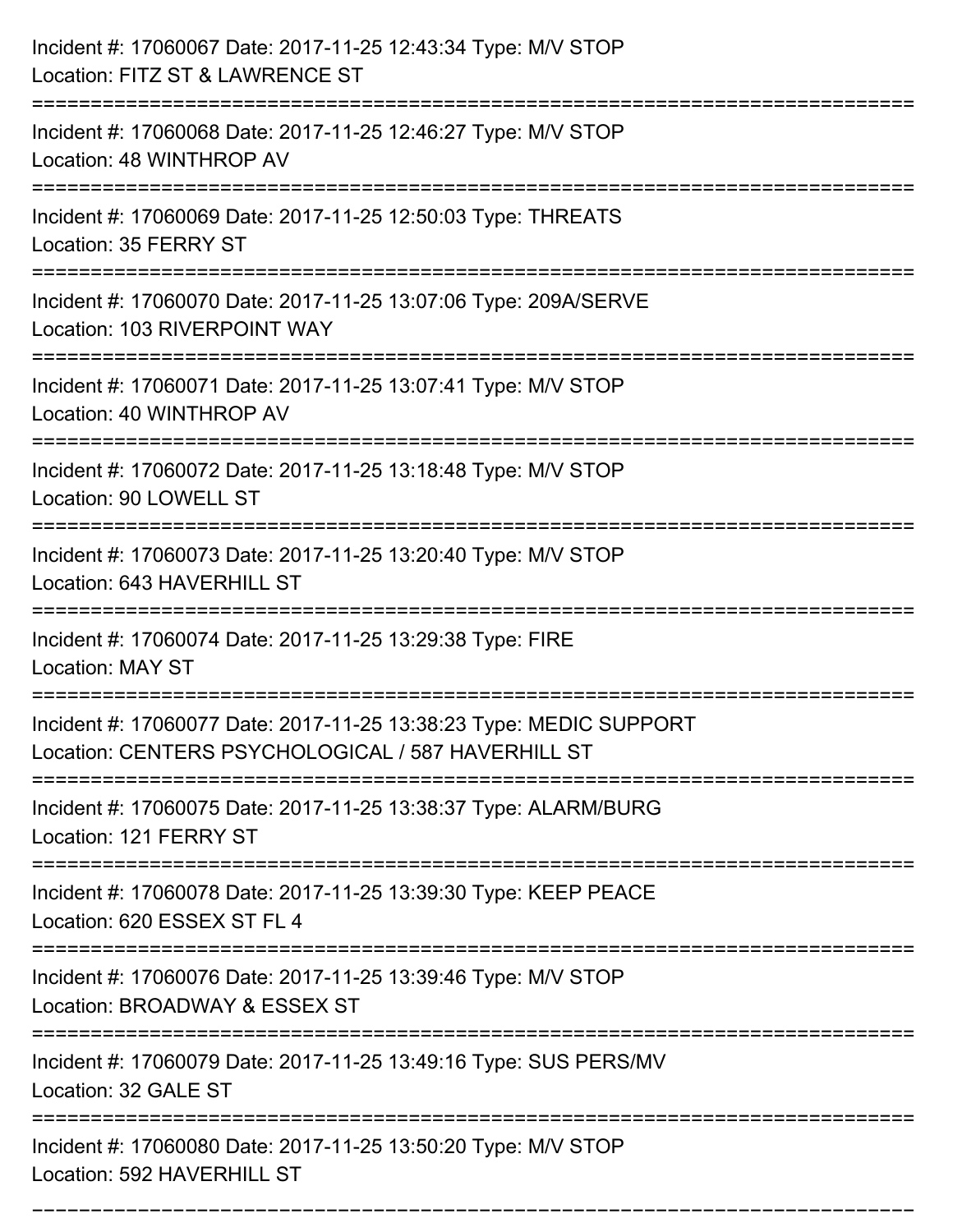Incident #: 17060067 Date: 2017-11-25 12:43:34 Type: M/V STOP
Location: FITZ ST & LAWRENCE ST

===========================================================================

Incident #: 17060068 Date: 2017-11-25 12:46:27 Type: M/V STOP
Location: 48 WINTHROP AV

===========================================================================

Incident #: 17060069 Date: 2017-11-25 12:50:03 Type: THREATS
Location: 35 FERRY ST

===========================================================================

Incident #: 17060070 Date: 2017-11-25 13:07:06 Type: 209A/SERVE
Location: 103 RIVERPOINT WAY

===========================================================================

Incident #: 17060071 Date: 2017-11-25 13:07:41 Type: M/V STOP
Location: 40 WINTHROP AV

===========================================================================

Incident #: 17060072 Date: 2017-11-25 13:18:48 Type: M/V STOP
Location: 90 LOWELL ST

===========================================================================

Incident #: 17060073 Date: 2017-11-25 13:20:40 Type: M/V STOP
Location: 643 HAVERHILL ST

===========================================================================

Incident #: 17060074 Date: 2017-11-25 13:29:38 Type: FIRE
Location: MAY ST

===========================================================================

Incident #: 17060077 Date: 2017-11-25 13:38:23 Type: MEDIC SUPPORT
Location: CENTERS PSYCHOLOGICAL / 587 HAVERHILL ST

===========================================================================

Incident #: 17060075 Date: 2017-11-25 13:38:37 Type: ALARM/BURG
Location: 121 FERRY ST

===========================================================================

Incident #: 17060078 Date: 2017-11-25 13:39:30 Type: KEEP PEACE
Location: 620 ESSEX ST FL 4

===========================================================================

Incident #: 17060076 Date: 2017-11-25 13:39:46 Type: M/V STOP
Location: BROADWAY & ESSEX ST

===========================================================================

Incident #: 17060079 Date: 2017-11-25 13:49:16 Type: SUS PERS/MV
Location: 32 GALE ST

===========================================================================

Incident #: 17060080 Date: 2017-11-25 13:50:20 Type: M/V STOP
Location: 592 HAVERHILL ST

===========================================================================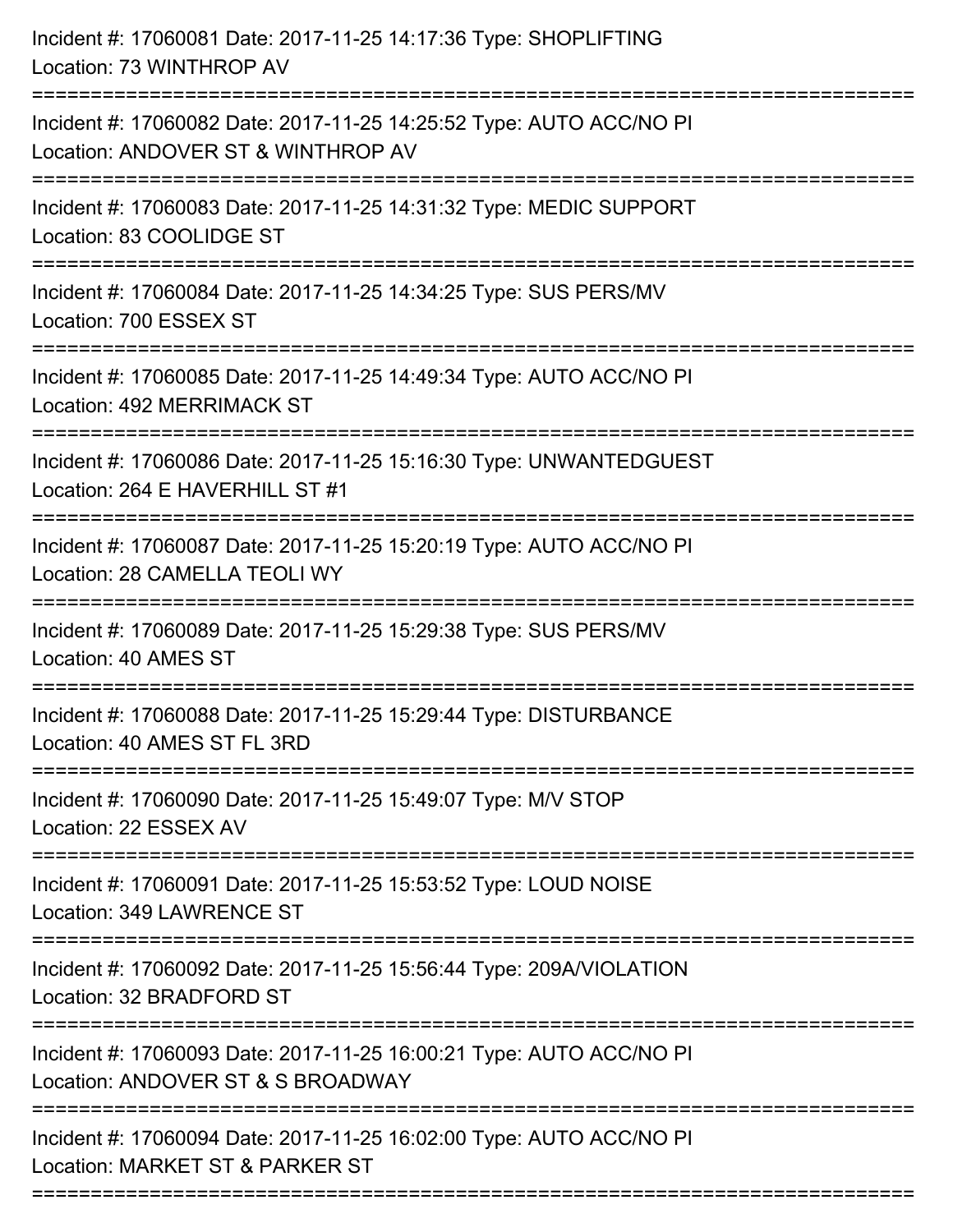Incident #: 17060081 Date: 2017-11-25 14:17:36 Type: SHOPLIFTING
Location: 73 WINTHROP AV

===========================================================================

Incident #: 17060082 Date: 2017-11-25 14:25:52 Type: AUTO ACC/NO PI
Location: ANDOVER ST & WINTHROP AV

===========================================================================

Incident #: 17060083 Date: 2017-11-25 14:31:32 Type: MEDIC SUPPORT
Location: 83 COOLIDGE ST

===========================================================================

Incident #: 17060084 Date: 2017-11-25 14:34:25 Type: SUS PERS/MV
Location: 700 ESSEX ST

===========================================================================

Incident #: 17060085 Date: 2017-11-25 14:49:34 Type: AUTO ACC/NO PI
Location: 492 MERRIMACK ST

===========================================================================

Incident #: 17060086 Date: 2017-11-25 15:16:30 Type: UNWANTEDGUEST
Location: 264 E HAVERHILL ST #1

===========================================================================

Incident #: 17060087 Date: 2017-11-25 15:20:19 Type: AUTO ACC/NO PI
Location: 28 CAMELLA TEOLI WY

===========================================================================

Incident #: 17060089 Date: 2017-11-25 15:29:38 Type: SUS PERS/MV
Location: 40 AMES ST

===========================================================================

Incident #: 17060088 Date: 2017-11-25 15:29:44 Type: DISTURBANCE
Location: 40 AMES ST FL 3RD

===========================================================================

Incident #: 17060090 Date: 2017-11-25 15:49:07 Type: M/V STOP
Location: 22 ESSEX AV

===========================================================================

Incident #: 17060091 Date: 2017-11-25 15:53:52 Type: LOUD NOISE
Location: 349 LAWRENCE ST

===========================================================================

Incident #: 17060092 Date: 2017-11-25 15:56:44 Type: 209A/VIOLATION
Location: 32 BRADFORD ST

===========================================================================

Incident #: 17060093 Date: 2017-11-25 16:00:21 Type: AUTO ACC/NO PI
Location: ANDOVER ST & S BROADWAY

===========================================================================

Incident #: 17060094 Date: 2017-11-25 16:02:00 Type: AUTO ACC/NO PI
Location: MARKET ST & PARKER ST

===========================================================================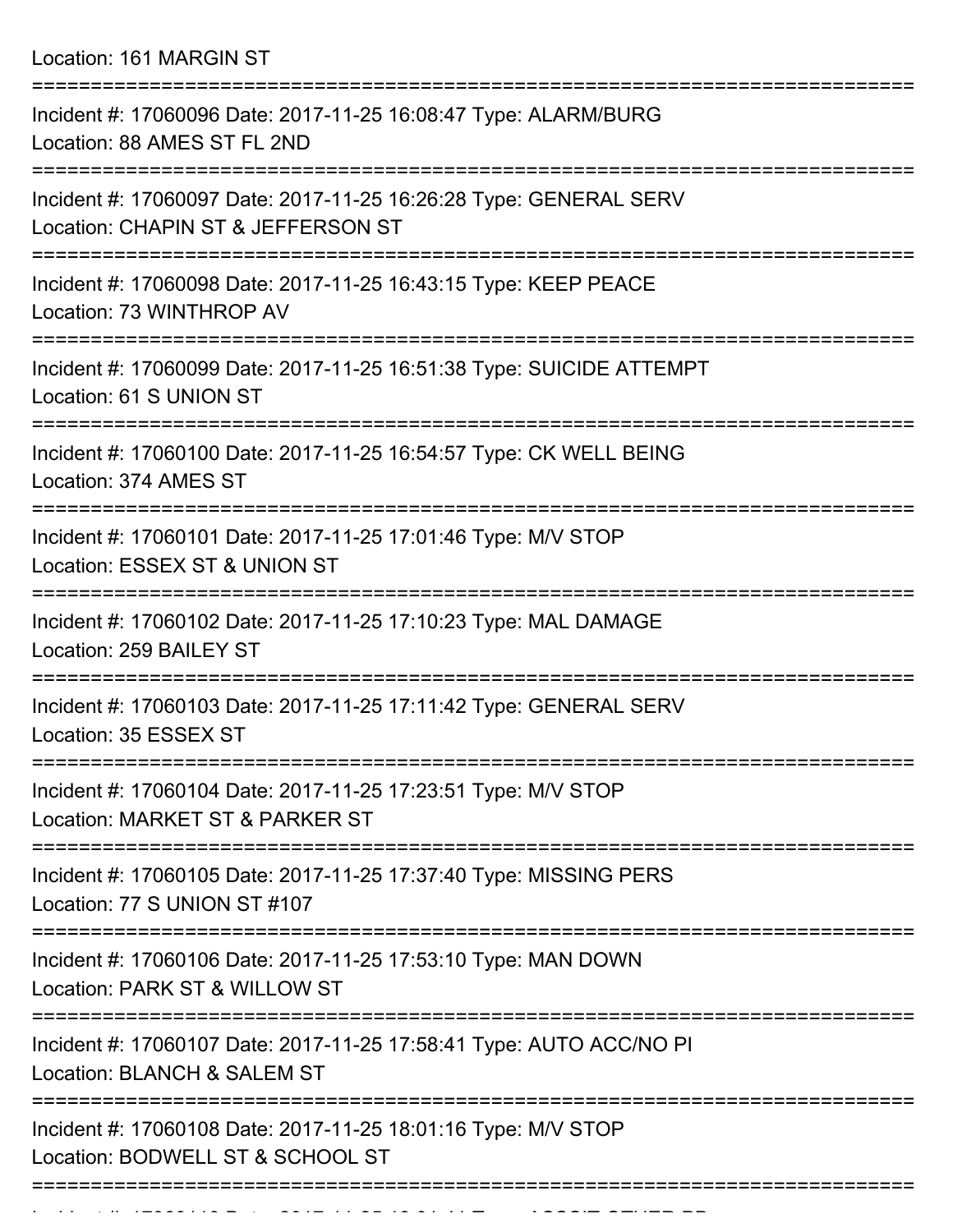Location: 161 MARGIN ST

===========================================================================

Incident #: 17060096 Date: 2017-11-25 16:08:47 Type: ALARM/BURG
Location: 88 AMES ST FL 2ND

===========================================================================

Incident #: 17060097 Date: 2017-11-25 16:26:28 Type: GENERAL SERV
Location: CHAPIN ST & JEFFERSON ST

===========================================================================

Incident #: 17060098 Date: 2017-11-25 16:43:15 Type: KEEP PEACE
Location: 73 WINTHROP AV

===========================================================================

Incident #: 17060099 Date: 2017-11-25 16:51:38 Type: SUICIDE ATTEMPT
Location: 61 S UNION ST

===========================================================================

Incident #: 17060100 Date: 2017-11-25 16:54:57 Type: CK WELL BEING
Location: 374 AMES ST

===========================================================================

Incident #: 17060101 Date: 2017-11-25 17:01:46 Type: M/V STOP
Location: ESSEX ST & UNION ST

===========================================================================

Incident #: 17060102 Date: 2017-11-25 17:10:23 Type: MAL DAMAGE
Location: 259 BAILEY ST

===========================================================================

Incident #: 17060103 Date: 2017-11-25 17:11:42 Type: GENERAL SERV
Location: 35 ESSEX ST

===========================================================================

Incident #: 17060104 Date: 2017-11-25 17:23:51 Type: M/V STOP
Location: MARKET ST & PARKER ST

===========================================================================

Incident #: 17060105 Date: 2017-11-25 17:37:40 Type: MISSING PERS
Location: 77 S UNION ST #107

===========================================================================

Incident #: 17060106 Date: 2017-11-25 17:53:10 Type: MAN DOWN
Location: PARK ST & WILLOW ST

===========================================================================

Incident #: 17060107 Date: 2017-11-25 17:58:41 Type: AUTO ACC/NO PI
Location: BLANCH & SALEM ST

===========================================================================

Incident #: 17060108 Date: 2017-11-25 18:01:16 Type: M/V STOP
Location: BODWELL ST & SCHOOL ST

===========================================================================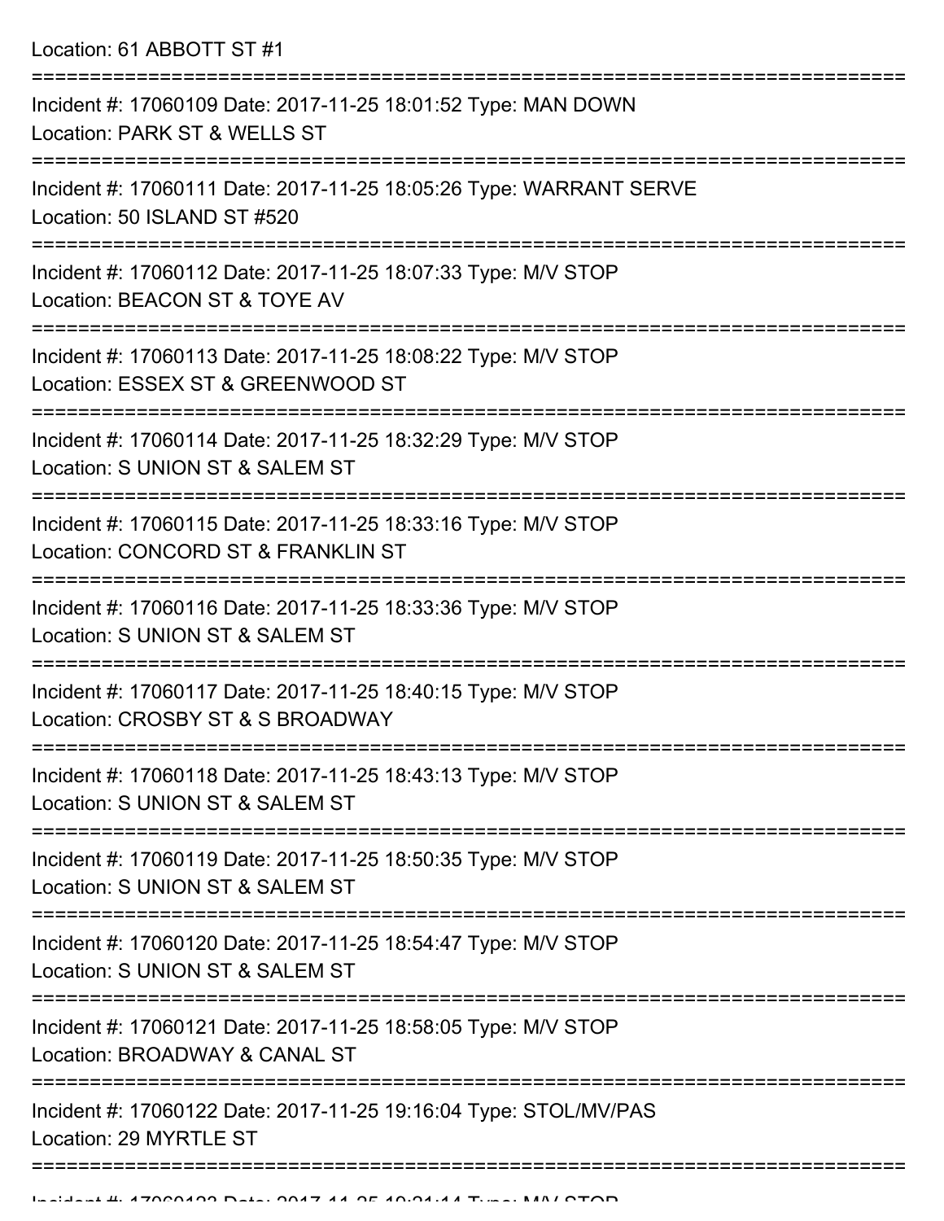Location: 61 ABBOTT ST #1

===========================================================================

Incident #: 17060109 Date: 2017-11-25 18:01:52 Type: MAN DOWN
Location: PARK ST & WELLS ST

===========================================================================

Incident #: 17060111 Date: 2017-11-25 18:05:26 Type: WARRANT SERVE
Location: 50 ISLAND ST #520

===========================================================================

Incident #: 17060112 Date: 2017-11-25 18:07:33 Type: M/V STOP
Location: BEACON ST & TOYE AV

===========================================================================

Incident #: 17060113 Date: 2017-11-25 18:08:22 Type: M/V STOP
Location: ESSEX ST & GREENWOOD ST

===========================================================================

Incident #: 17060114 Date: 2017-11-25 18:32:29 Type: M/V STOP
Location: S UNION ST & SALEM ST

===========================================================================

Incident #: 17060115 Date: 2017-11-25 18:33:16 Type: M/V STOP
Location: CONCORD ST & FRANKLIN ST

===========================================================================

Incident #: 17060116 Date: 2017-11-25 18:33:36 Type: M/V STOP
Location: S UNION ST & SALEM ST

===========================================================================

Incident #: 17060117 Date: 2017-11-25 18:40:15 Type: M/V STOP
Location: CROSBY ST & S BROADWAY

===========================================================================

Incident #: 17060118 Date: 2017-11-25 18:43:13 Type: M/V STOP
Location: S UNION ST & SALEM ST

===========================================================================

Incident #: 17060119 Date: 2017-11-25 18:50:35 Type: M/V STOP
Location: S UNION ST & SALEM ST

===========================================================================

Incident #: 17060120 Date: 2017-11-25 18:54:47 Type: M/V STOP
Location: S UNION ST & SALEM ST

===========================================================================

Incident #: 17060121 Date: 2017-11-25 18:58:05 Type: M/V STOP
Location: BROADWAY & CANAL ST

===========================================================================

Incident #: 17060122 Date: 2017-11-25 19:16:04 Type: STOL/MV/PAS
Location: 29 MYRTLE ST

===========================================================================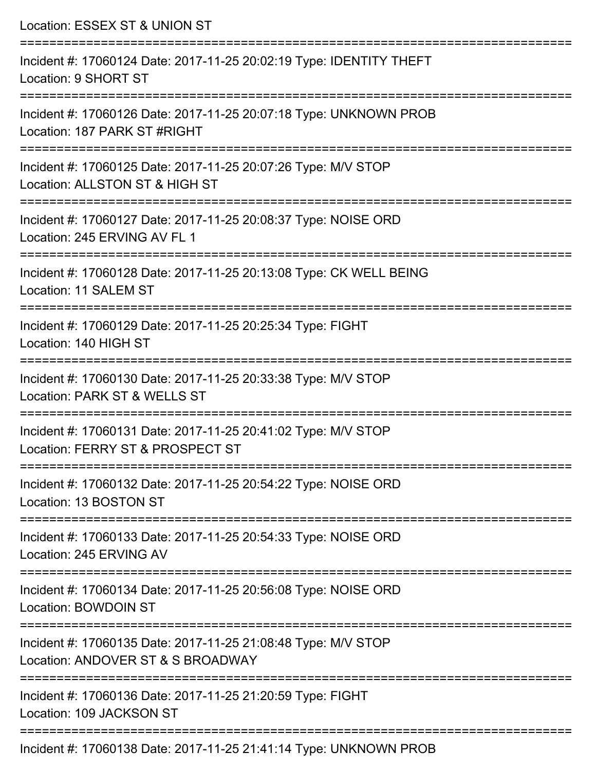Location: ESSEX ST & UNION ST

===========================================================================

Incident #: 17060124 Date: 2017-11-25 20:02:19 Type: IDENTITY THEFT
Location: 9 SHORT ST

===========================================================================

Incident #: 17060126 Date: 2017-11-25 20:07:18 Type: UNKNOWN PROB
Location: 187 PARK ST #RIGHT

===========================================================================

Incident #: 17060125 Date: 2017-11-25 20:07:26 Type: M/V STOP
Location: ALLSTON ST & HIGH ST

===========================================================================

Incident #: 17060127 Date: 2017-11-25 20:08:37 Type: NOISE ORD
Location: 245 ERVING AV FL 1

===========================================================================

Incident #: 17060128 Date: 2017-11-25 20:13:08 Type: CK WELL BEING
Location: 11 SALEM ST

===========================================================================

Incident #: 17060129 Date: 2017-11-25 20:25:34 Type: FIGHT
Location: 140 HIGH ST

===========================================================================

Incident #: 17060130 Date: 2017-11-25 20:33:38 Type: M/V STOP
Location: PARK ST & WELLS ST

===========================================================================

Incident #: 17060131 Date: 2017-11-25 20:41:02 Type: M/V STOP
Location: FERRY ST & PROSPECT ST

===========================================================================

Incident #: 17060132 Date: 2017-11-25 20:54:22 Type: NOISE ORD
Location: 13 BOSTON ST

===========================================================================

Incident #: 17060133 Date: 2017-11-25 20:54:33 Type: NOISE ORD
Location: 245 ERVING AV

===========================================================================

Incident #: 17060134 Date: 2017-11-25 20:56:08 Type: NOISE ORD
Location: BOWDOIN ST

===========================================================================

Incident #: 17060135 Date: 2017-11-25 21:08:48 Type: M/V STOP
Location: ANDOVER ST & S BROADWAY

===========================================================================

Incident #: 17060136 Date: 2017-11-25 21:20:59 Type: FIGHT
Location: 109 JACKSON ST

===========================================================================

Incident #: 17060138 Date: 2017-11-25 21:41:14 Type: UNKNOWN PROB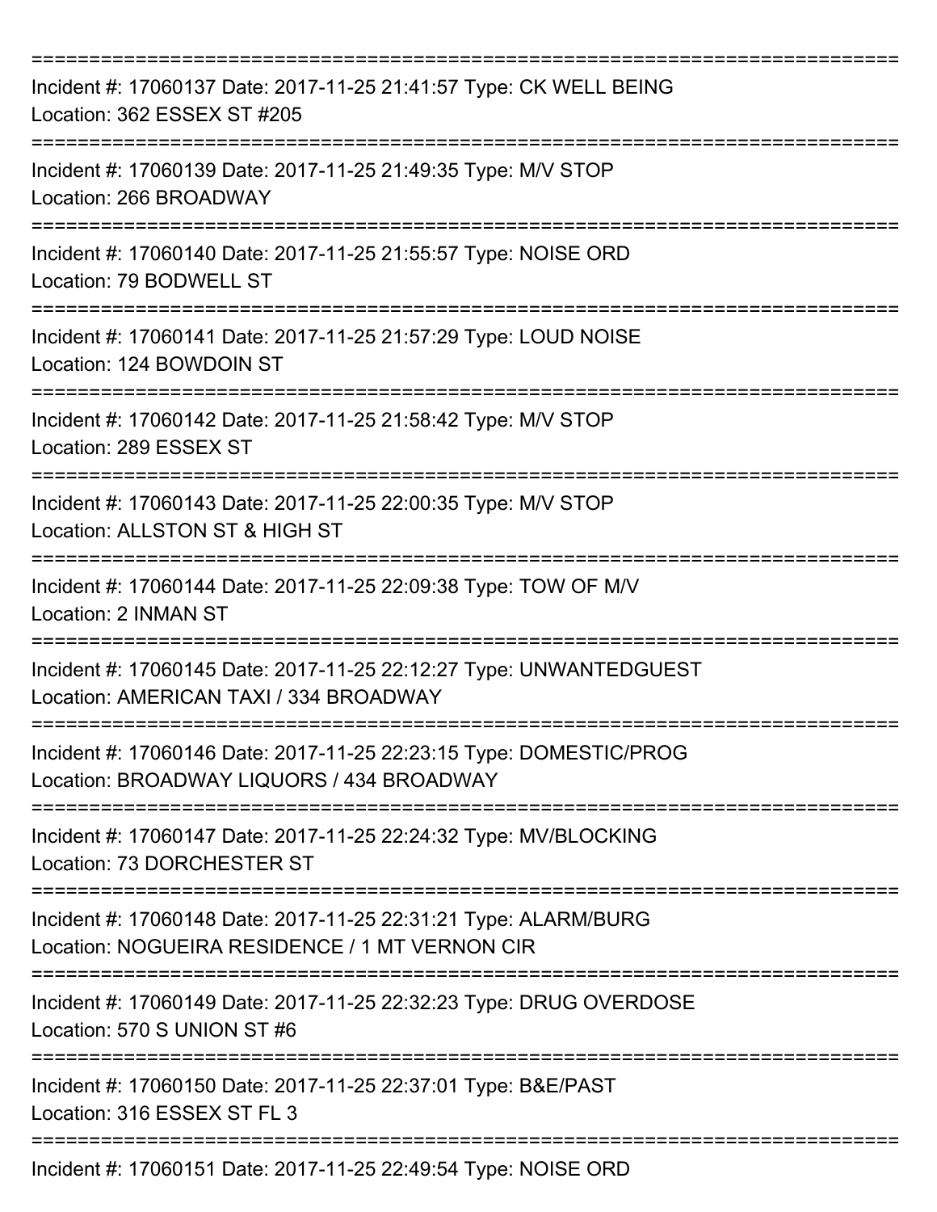===========================================================================
Incident #: 17060137 Date: 2017-11-25 21:41:57 Type: CK WELL BEING
Location: 362 ESSEX ST #205
===========================================================================
Incident #: 17060139 Date: 2017-11-25 21:49:35 Type: M/V STOP
Location: 266 BROADWAY
===========================================================================
Incident #: 17060140 Date: 2017-11-25 21:55:57 Type: NOISE ORD
Location: 79 BODWELL ST
===========================================================================
Incident #: 17060141 Date: 2017-11-25 21:57:29 Type: LOUD NOISE
Location: 124 BOWDOIN ST
===========================================================================
Incident #: 17060142 Date: 2017-11-25 21:58:42 Type: M/V STOP
Location: 289 ESSEX ST
===========================================================================
Incident #: 17060143 Date: 2017-11-25 22:00:35 Type: M/V STOP
Location: ALLSTON ST & HIGH ST
===========================================================================
Incident #: 17060144 Date: 2017-11-25 22:09:38 Type: TOW OF M/V
Location: 2 INMAN ST
===========================================================================
Incident #: 17060145 Date: 2017-11-25 22:12:27 Type: UNWANTEDGUEST
Location: AMERICAN TAXI / 334 BROADWAY
===========================================================================
Incident #: 17060146 Date: 2017-11-25 22:23:15 Type: DOMESTIC/PROG
Location: BROADWAY LIQUORS / 434 BROADWAY
===========================================================================
Incident #: 17060147 Date: 2017-11-25 22:24:32 Type: MV/BLOCKING
Location: 73 DORCHESTER ST
===========================================================================
Incident #: 17060148 Date: 2017-11-25 22:31:21 Type: ALARM/BURG
Location: NOGUEIRA RESIDENCE / 1 MT VERNON CIR
===========================================================================
Incident #: 17060149 Date: 2017-11-25 22:32:23 Type: DRUG OVERDOSE
Location: 570 S UNION ST #6
===========================================================================
Incident #: 17060150 Date: 2017-11-25 22:37:01 Type: B&E/PAST
Location: 316 ESSEX ST FL 3
===========================================================================
Incident #: 17060151 Date: 2017-11-25 22:49:54 Type: NOISE ORD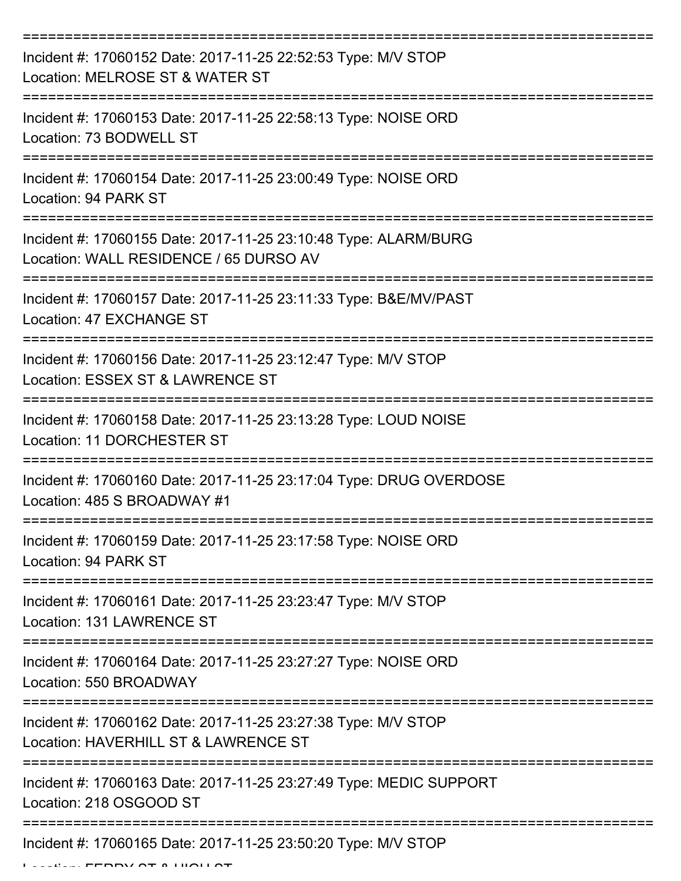===========================================================================

Incident #: 17060152 Date: 2017-11-25 22:52:53 Type: M/V STOP
Location: MELROSE ST & WATER ST

===========================================================================

Incident #: 17060153 Date: 2017-11-25 22:58:13 Type: NOISE ORD
Location: 73 BODWELL ST

===========================================================================

Incident #: 17060154 Date: 2017-11-25 23:00:49 Type: NOISE ORD
Location: 94 PARK ST

===========================================================================

Incident #: 17060155 Date: 2017-11-25 23:10:48 Type: ALARM/BURG
Location: WALL RESIDENCE / 65 DURSO AV

===========================================================================

Incident #: 17060157 Date: 2017-11-25 23:11:33 Type: B&E/MV/PAST
Location: 47 EXCHANGE ST

===========================================================================

Incident #: 17060156 Date: 2017-11-25 23:12:47 Type: M/V STOP
Location: ESSEX ST & LAWRENCE ST

===========================================================================

Incident #: 17060158 Date: 2017-11-25 23:13:28 Type: LOUD NOISE
Location: 11 DORCHESTER ST

===========================================================================

Incident #: 17060160 Date: 2017-11-25 23:17:04 Type: DRUG OVERDOSE
Location: 485 S BROADWAY #1

===========================================================================

Incident #: 17060159 Date: 2017-11-25 23:17:58 Type: NOISE ORD
Location: 94 PARK ST

===========================================================================

Incident #: 17060161 Date: 2017-11-25 23:23:47 Type: M/V STOP
Location: 131 LAWRENCE ST

===========================================================================

Incident #: 17060164 Date: 2017-11-25 23:27:27 Type: NOISE ORD
Location: 550 BROADWAY

===========================================================================

Incident #: 17060162 Date: 2017-11-25 23:27:38 Type: M/V STOP
Location: HAVERHILL ST & LAWRENCE ST

===========================================================================

Incident #: 17060163 Date: 2017-11-25 23:27:49 Type: MEDIC SUPPORT
Location: 218 OSGOOD ST

===========================================================================

Incident #: 17060165 Date: 2017-11-25 23:50:20 Type: M/V STOP
Location: FERRY ST & HIGH ST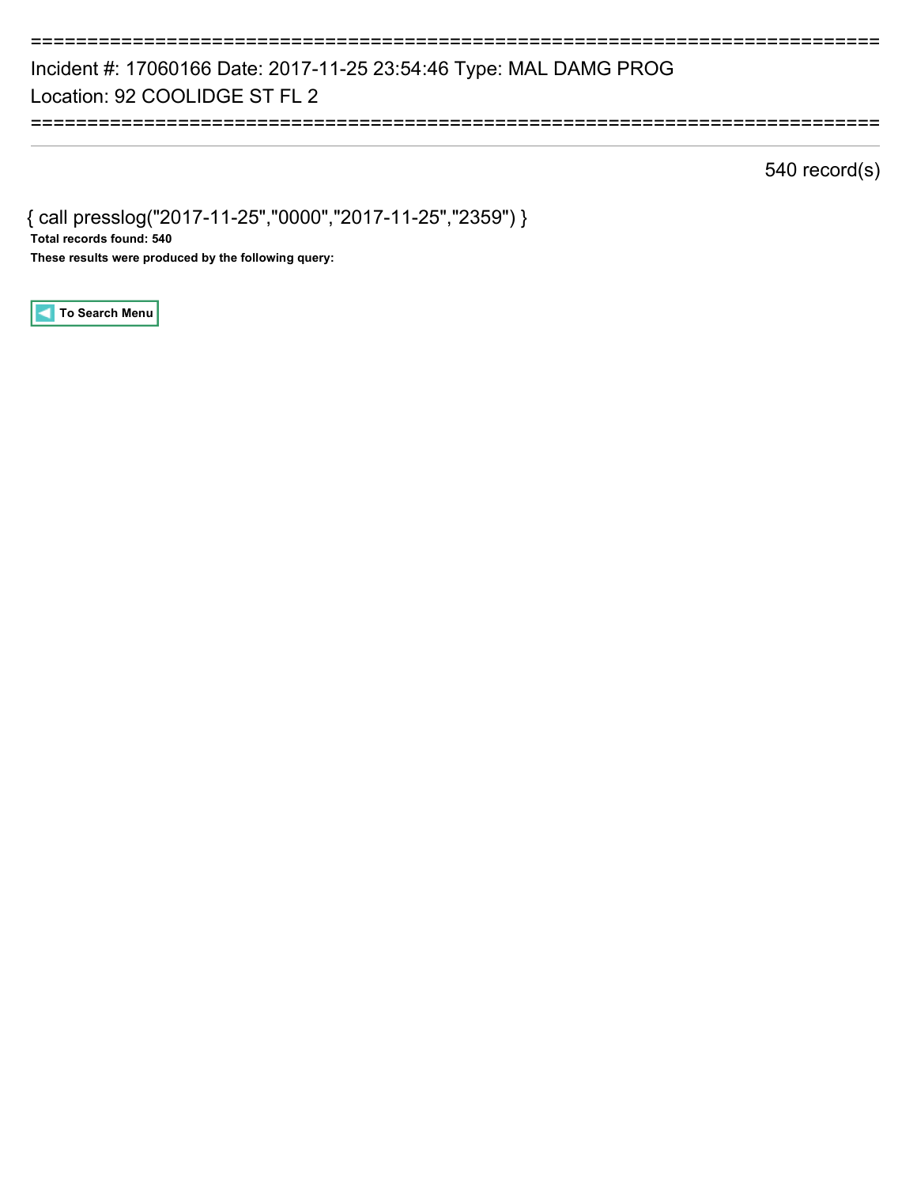===========================================================================

Incident #: 17060166 Date: 2017-11-25 23:54:46 Type: MAL DAMG PROG

Location: 92 COOLIDGE ST FL 2

===========================================================================

---

540 record(s)

{ call presslog("2017-11-25","0000","2017-11-25","2359") }

**Total records found: 540**

**These results were produced by the following query:**

**To Search Menu**